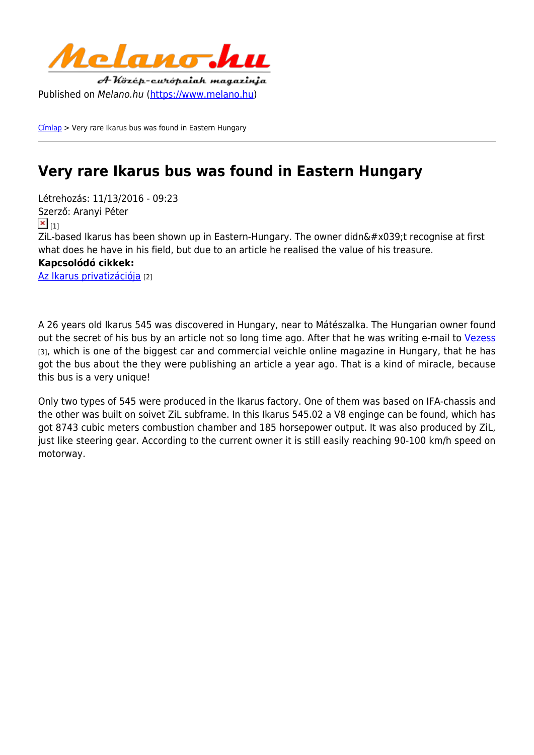Published on *Melano.hu* (https://www.melano.hu)

Címlap > Very rare Ikarus bus was found in Eastern Hungary

# Very rare Ikarus bus was found in Eastern Hungary

Létrehozás: 11/13/2016 - 09:23
Szerző: Aranyi Péter
[1]
ZiL-based Ikarus has been shown up in Eastern-Hungary. The owner didn&#x039;t recognise at first what does he have in his field, but due to an article he realised the value of his treasure.

**Kapcsolódó cikkek:**

Az Ikarus privatizációja [2]

A 26 years old Ikarus 545 was discovered in Hungary, near to Mátészalka. The Hungarian owner found out the secret of his bus by an article not so long time ago. After that he was writing e-mail to Vezess [3], which is one of the biggest car and commercial veichle online magazine in Hungary, that he has got the bus about the they were publishing an article a year ago. That is a kind of miracle, because this bus is a very unique!

Only two types of 545 were produced in the Ikarus factory. One of them was based on IFA-chassis and the other was built on soivet ZiL subframe. In this Ikarus 545.02 a V8 enginge can be found, which has got 8743 cubic meters combustion chamber and 185 horsepower output. It was also produced by ZiL, just like steering gear. According to the current owner it is still easily reaching 90-100 km/h speed on motorway.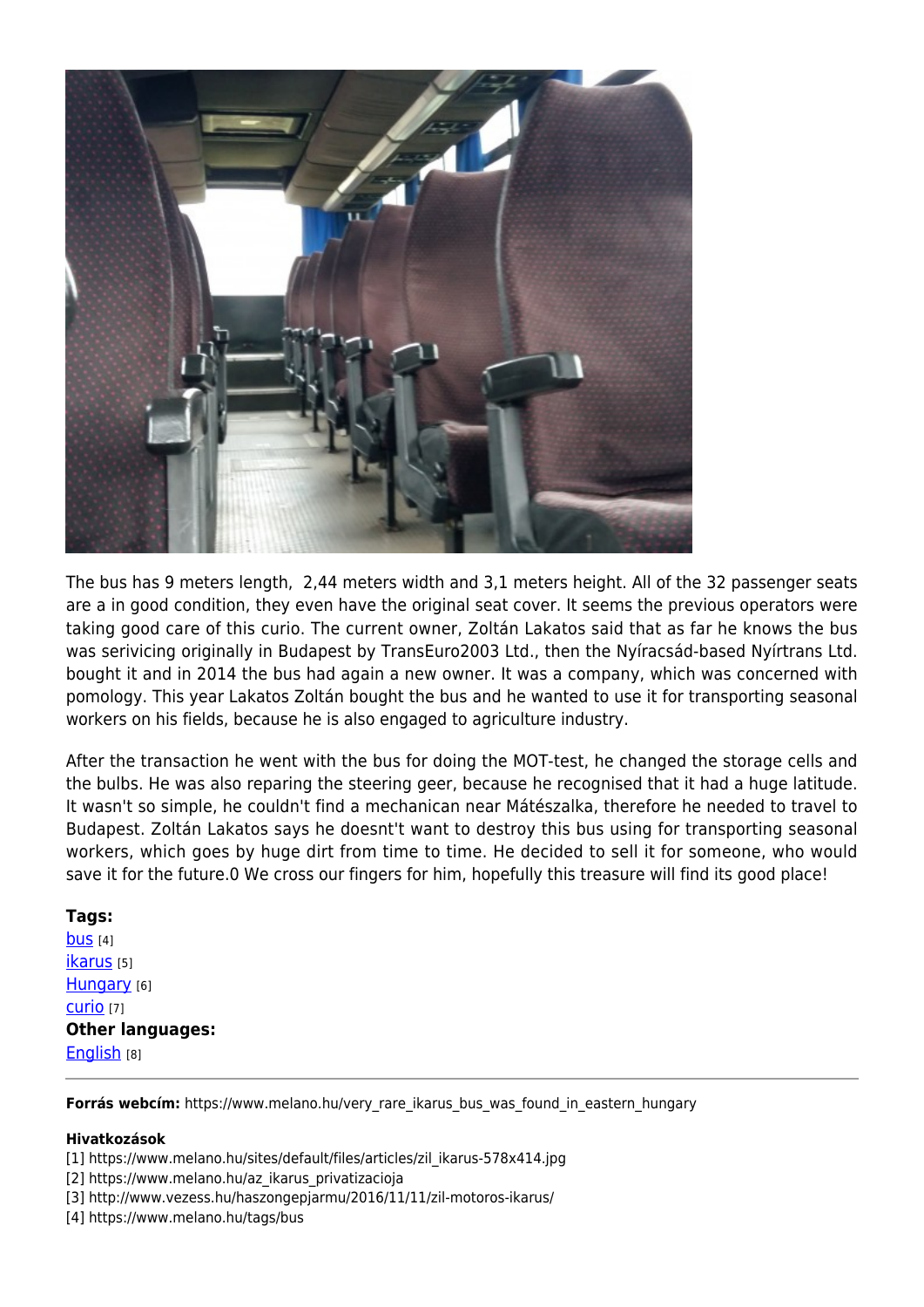The bus has 9 meters length,  2,44 meters width and 3,1 meters height. All of the 32 passenger seats are a in good condition, they even have the original seat cover. It seems the previous operators were taking good care of this curio. The current owner, Zoltán Lakatos said that as far he knows the bus was serivicing originally in Budapest by TransEuro2003 Ltd., then the Nyíracsád-based Nyírtrans Ltd. bought it and in 2014 the bus had again a new owner. It was a company, which was concerned with pomology. This year Lakatos Zoltán bought the bus and he wanted to use it for transporting seasonal workers on his fields, because he is also engaged to agriculture industry.

After the transaction he went with the bus for doing the MOT-test, he changed the storage cells and the bulbs. He was also reparing the steering geer, because he recognised that it had a huge latitude. It wasn't so simple, he couldn't find a mechanican near Mátészalka, therefore he needed to travel to Budapest. Zoltán Lakatos says he doesnt't want to destroy this bus using for transporting seasonal workers, which goes by huge dirt from time to time. He decided to sell it for someone, who would save it for the future.0 We cross our fingers for him, hopefully this treasure will find its good place!

**Tags:**
bus [4]
ikarus [5]
Hungary [6]
curio [7]
**Other languages:**
English [8]

---

**Forrás webcím:** https://www.melano.hu/very_rare_ikarus_bus_was_found_in_eastern_hungary

**Hivatkozások**
[1] https://www.melano.hu/sites/default/files/articles/zil_ikarus-578x414.jpg
[2] https://www.melano.hu/az_ikarus_privatizacioja
[3] http://www.vezess.hu/haszongepjarmu/2016/11/11/zil-motoros-ikarus/
[4] https://www.melano.hu/tags/bus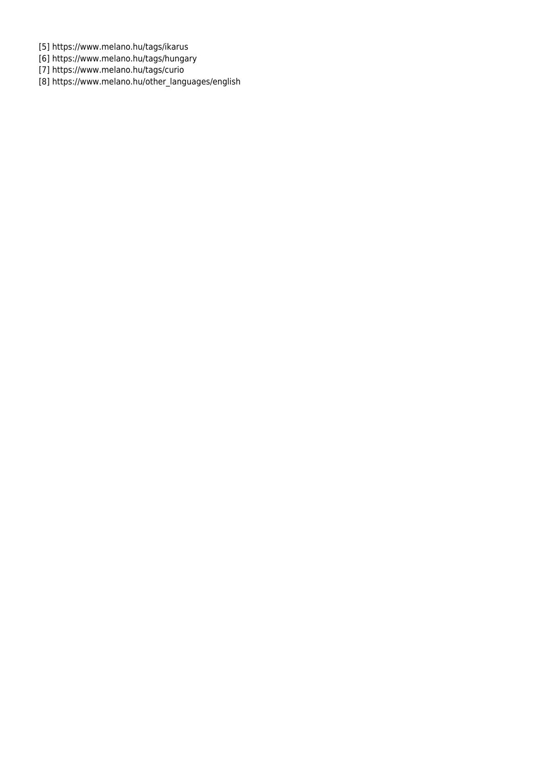[5] https://www.melano.hu/tags/ikarus
[6] https://www.melano.hu/tags/hungary
[7] https://www.melano.hu/tags/curio
[8] https://www.melano.hu/other_languages/english